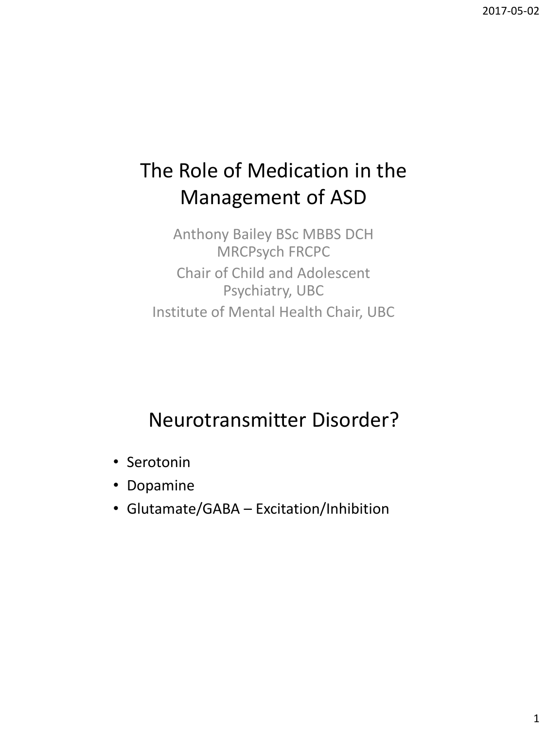# The Role of Medication in the Management of ASD

Anthony Bailey BSc MBBS DCH MRCPsych FRCPC

Chair of Child and Adolescent Psychiatry, UBC

Institute of Mental Health Chair, UBC

## Neurotransmitter Disorder?

- Serotonin
- Dopamine
- Glutamate/GABA – Excitation/Inhibition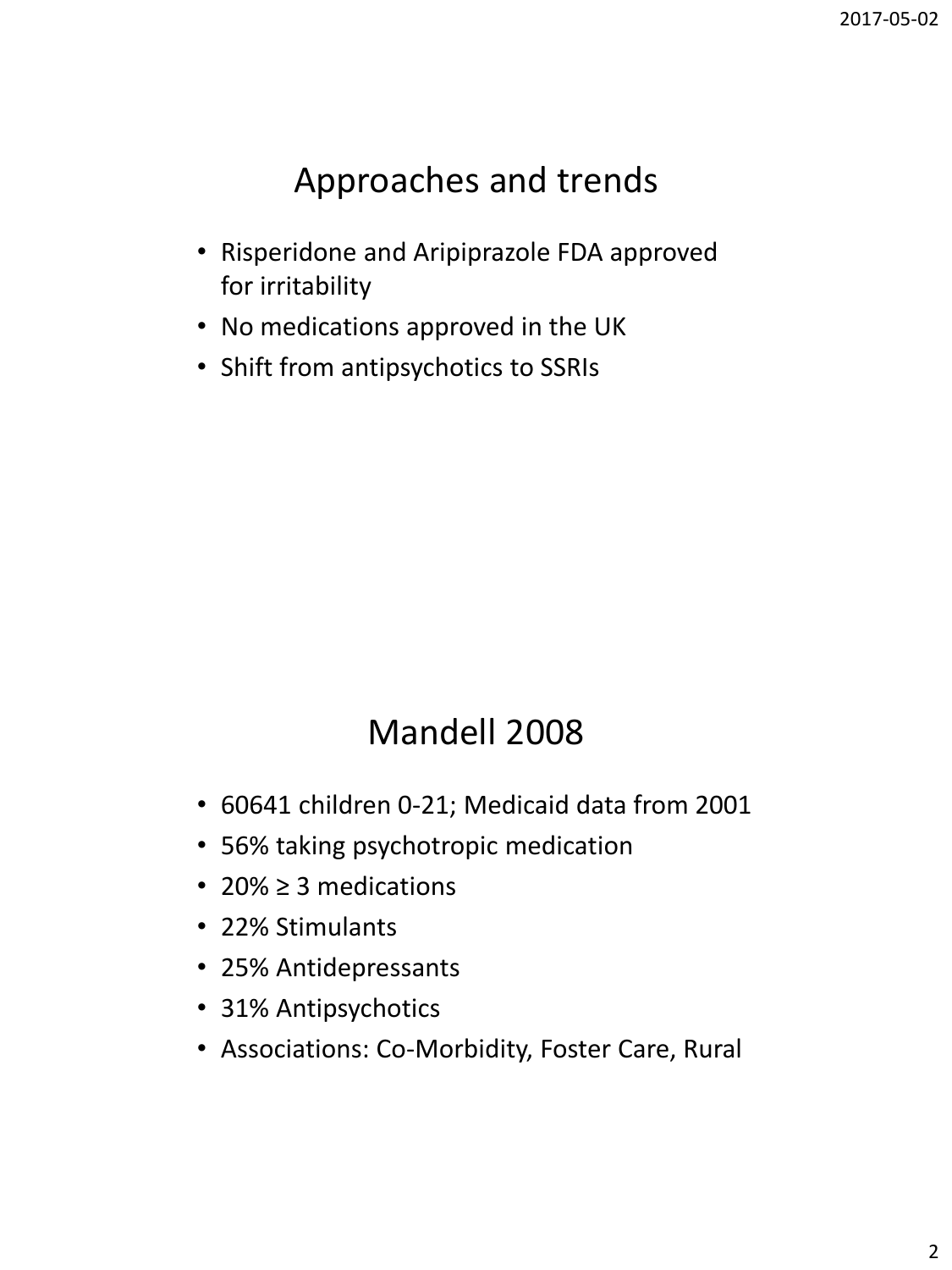## Approaches and trends

- Risperidone and Aripiprazole FDA approved for irritability
- No medications approved in the UK
- Shift from antipsychotics to SSRIs

## Mandell 2008

- 60641 children 0-21; Medicaid data from 2001
- 56% taking psychotropic medication
- 20% ≥ 3 medications
- 22% Stimulants
- 25% Antidepressants
- 31% Antipsychotics
- Associations: Co-Morbidity, Foster Care, Rural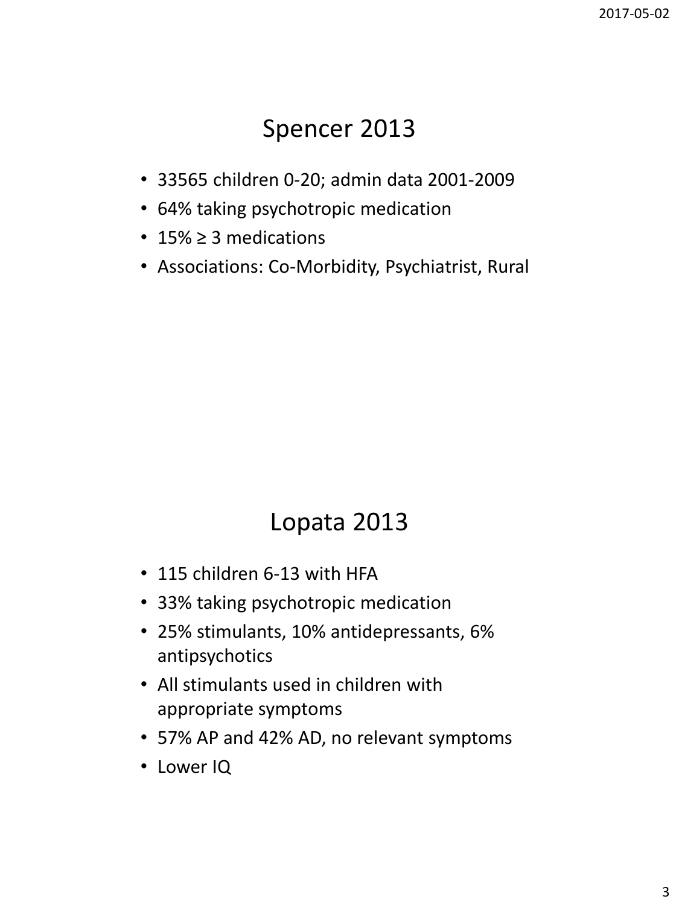# Spencer 2013

- 33565 children 0-20; admin data 2001-2009
- 64% taking psychotropic medication
- 15% ≥ 3 medications
- Associations: Co-Morbidity, Psychiatrist, Rural

# Lopata 2013

- 115 children 6-13 with HFA
- 33% taking psychotropic medication
- 25% stimulants, 10% antidepressants, 6% antipsychotics
- All stimulants used in children with appropriate symptoms
- 57% AP and 42% AD, no relevant symptoms
- Lower IQ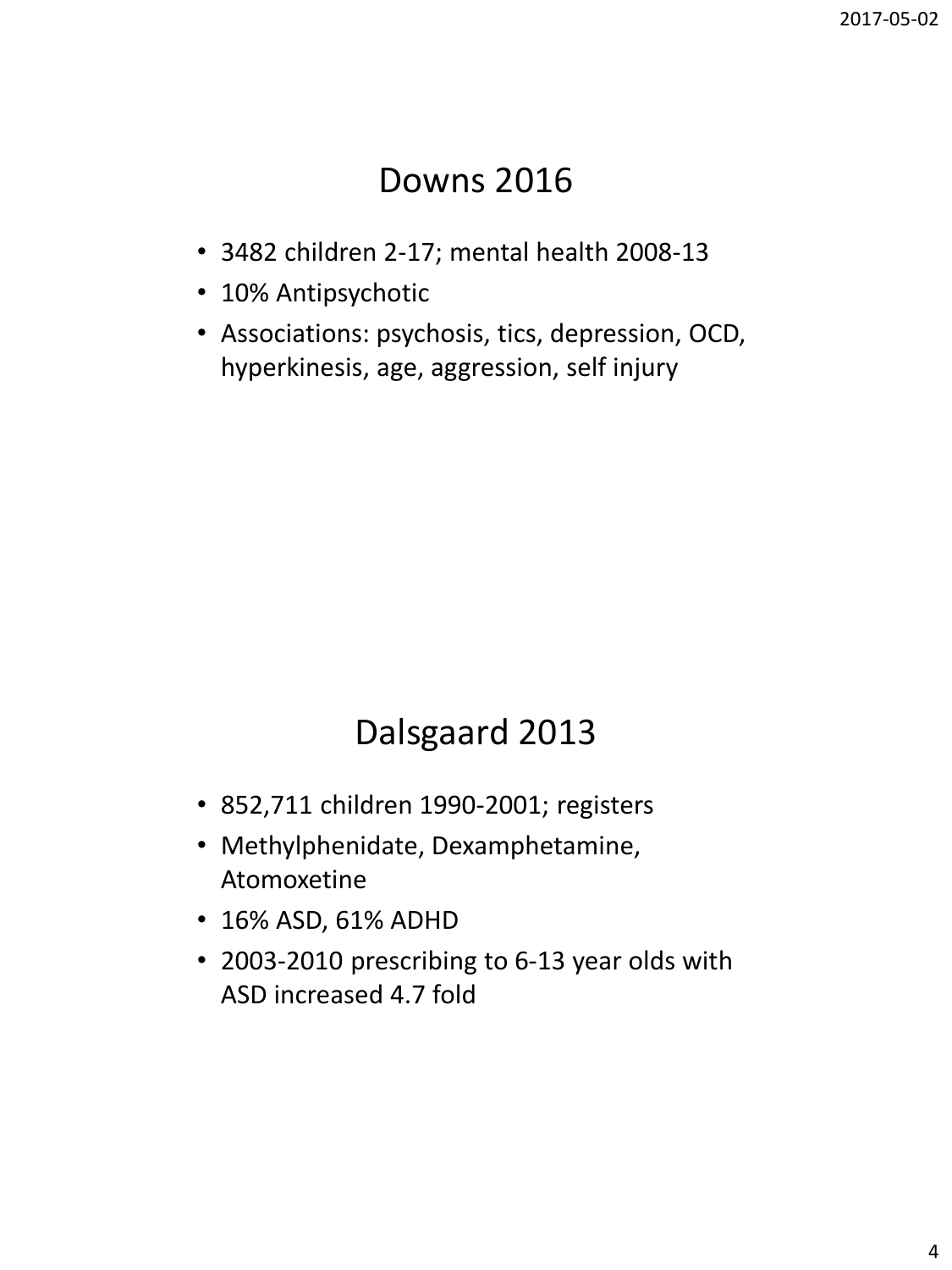## Downs 2016

- 3482 children 2-17; mental health 2008-13
- 10% Antipsychotic
- Associations: psychosis, tics, depression, OCD, hyperkinesis, age, aggression, self injury

## Dalsgaard 2013

- 852,711 children 1990-2001; registers
- Methylphenidate, Dexamphetamine, Atomoxetine
- 16% ASD, 61% ADHD
- 2003-2010 prescribing to 6-13 year olds with ASD increased 4.7 fold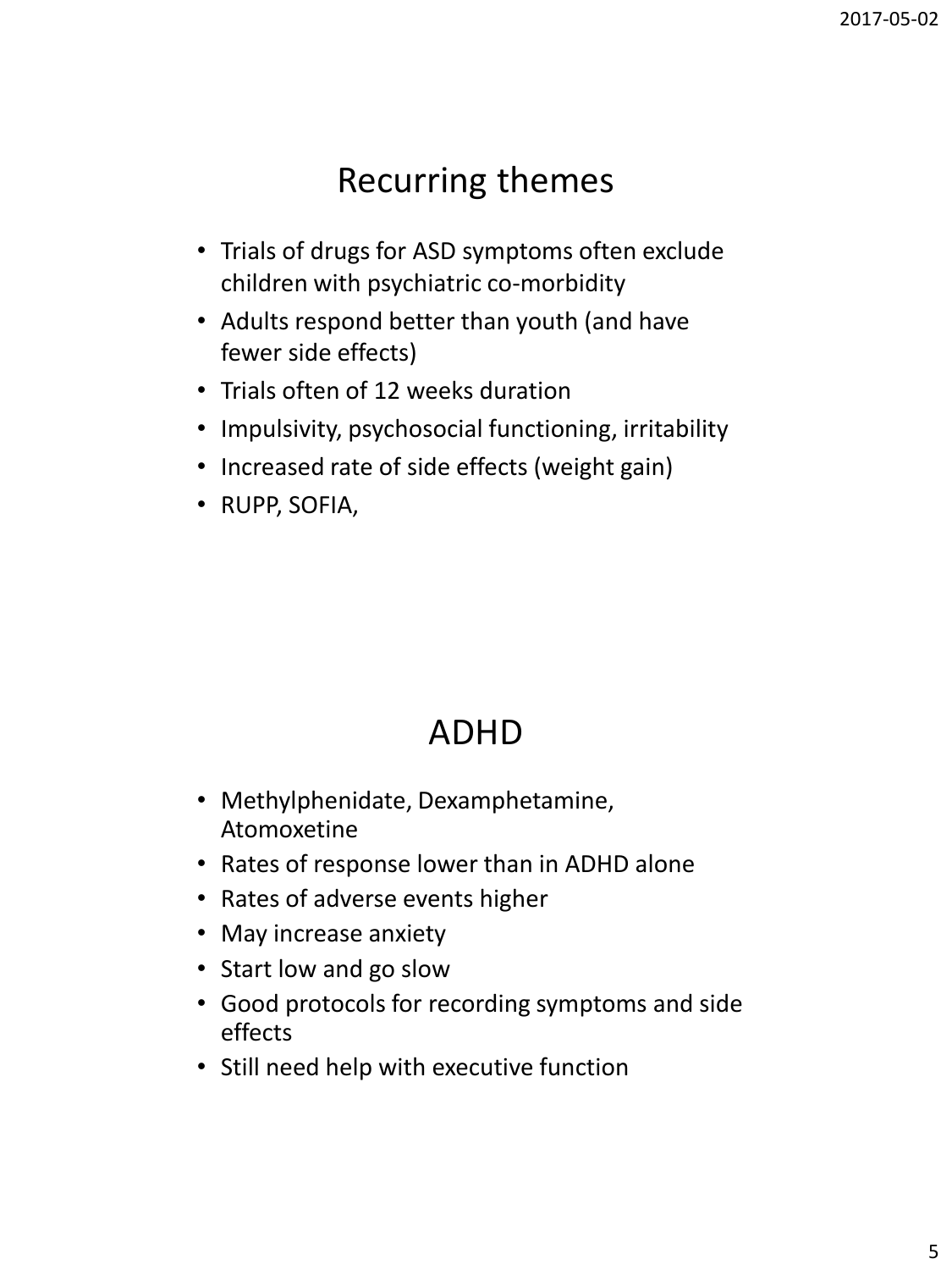# Recurring themes

- Trials of drugs for ASD symptoms often exclude children with psychiatric co-morbidity
- Adults respond better than youth (and have fewer side effects)
- Trials often of 12 weeks duration
- Impulsivity, psychosocial functioning, irritability
- Increased rate of side effects (weight gain)
- RUPP, SOFIA,

# ADHD

- Methylphenidate, Dexamphetamine, Atomoxetine
- Rates of response lower than in ADHD alone
- Rates of adverse events higher
- May increase anxiety
- Start low and go slow
- Good protocols for recording symptoms and side effects
- Still need help with executive function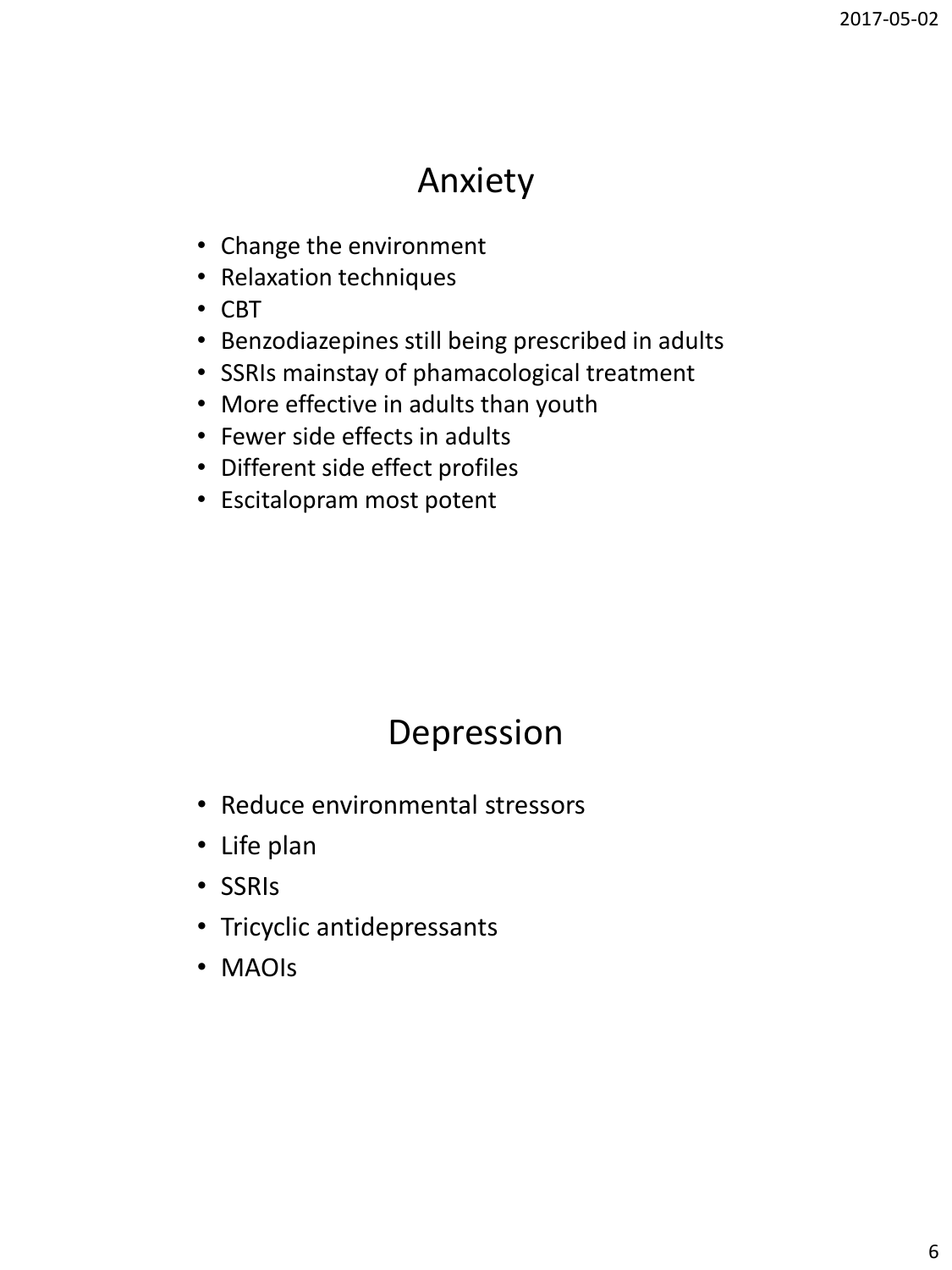# Anxiety

- Change the environment
- Relaxation techniques
- CBT
- Benzodiazepines still being prescribed in adults
- SSRIs mainstay of phamacological treatment
- More effective in adults than youth
- Fewer side effects in adults
- Different side effect profiles
- Escitalopram most potent

# Depression

- Reduce environmental stressors
- Life plan
- SSRIs
- Tricyclic antidepressants
- MAOIs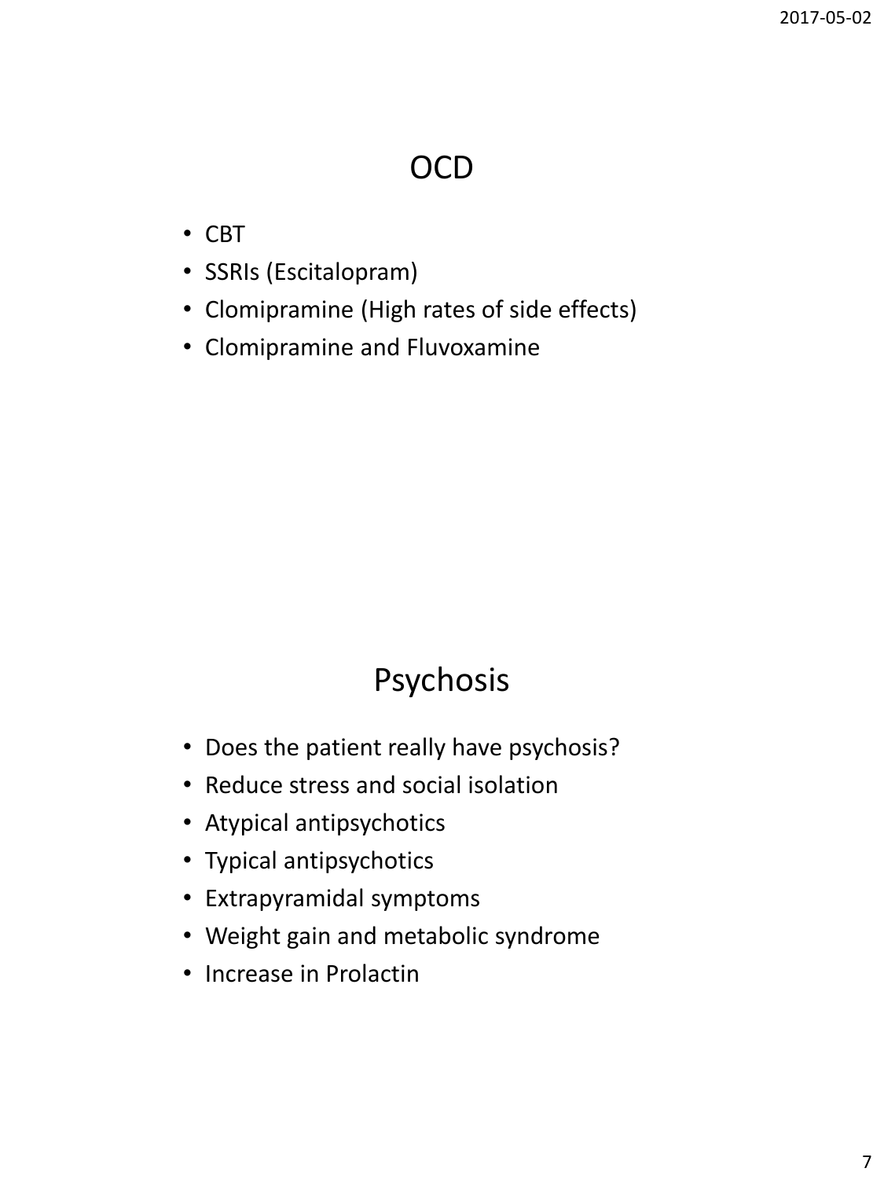## OCD

- CBT
- SSRIs (Escitalopram)
- Clomipramine (High rates of side effects)
- Clomipramine and Fluvoxamine

## Psychosis

- Does the patient really have psychosis?
- Reduce stress and social isolation
- Atypical antipsychotics
- Typical antipsychotics
- Extrapyramidal symptoms
- Weight gain and metabolic syndrome
- Increase in Prolactin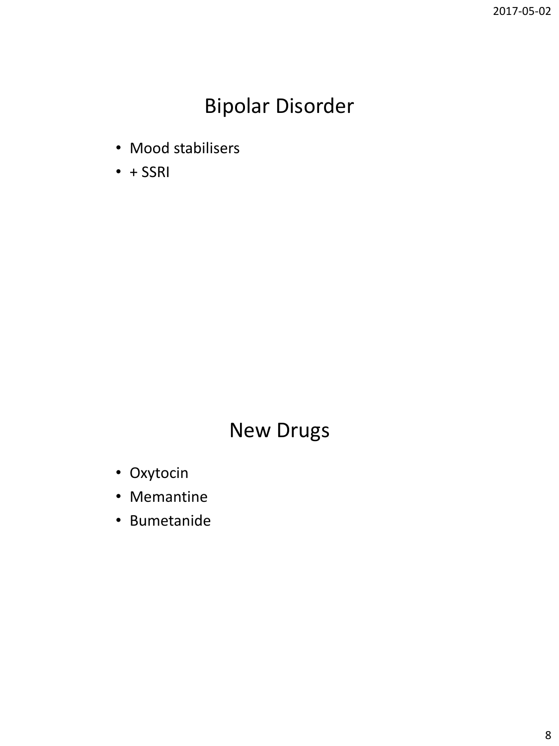## Bipolar Disorder

- Mood stabilisers
- + SSRI

## New Drugs

- Oxytocin
- Memantine
- Bumetanide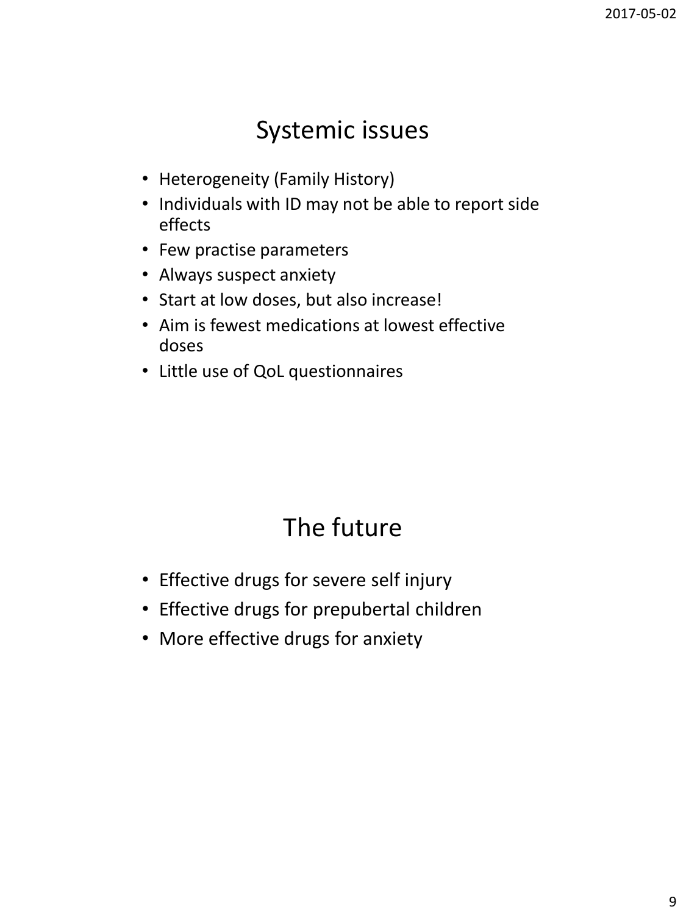## Systemic issues

- Heterogeneity (Family History)
- Individuals with ID may not be able to report side effects
- Few practise parameters
- Always suspect anxiety
- Start at low doses, but also increase!
- Aim is fewest medications at lowest effective doses
- Little use of QoL questionnaires

## The future

- Effective drugs for severe self injury
- Effective drugs for prepubertal children
- More effective drugs for anxiety